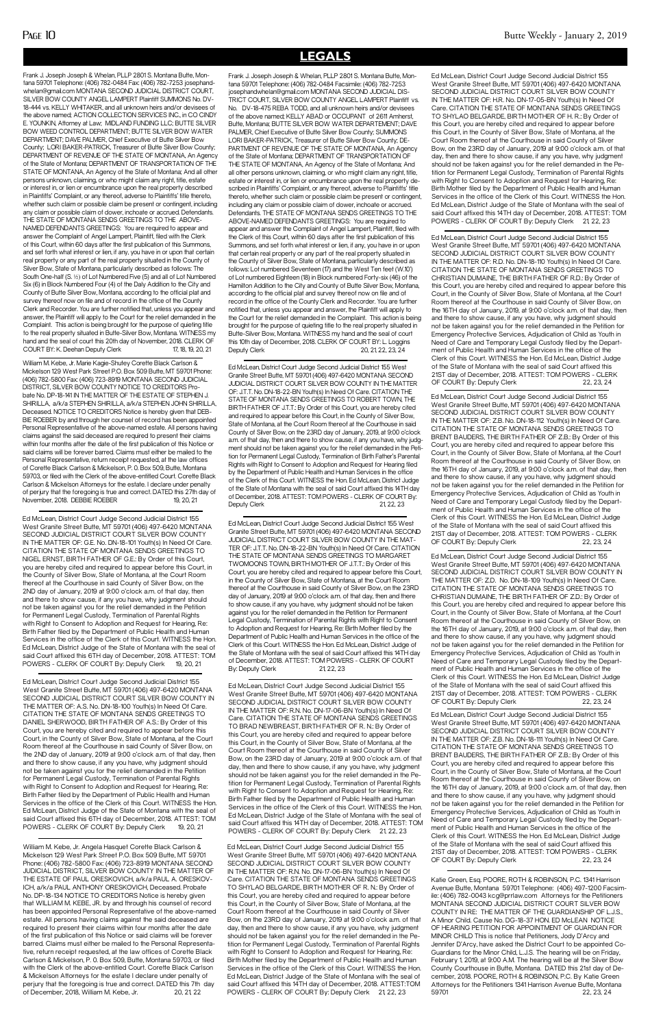# LEGALS

Frank J. Joseph Joseph & Whelan, PLLP 2801 S. Montana Butte, Montana 59701 Telephone: (406) 782-0484 Fax: (406) 782-7253 josephandwhelan@gmail.com MONTANA SECOND JUDICIAL DISTRICT COURT, SILVER BOW COUNTY ANGEL LAMPERT Plaintiff SUMMONS No. DV-18-444 vs. KELLY WHITAKER, and all unknown heirs and/or devisees of the above named; ACTION COLLECTION SERVICES INC., in CO CINDY E. YOUNKIN, Attorney at Law; MIDLAND FUNDING LLC; BUTTE SILVER BOW WEED CONTROL DEPARTMENT; BUTTE SILVER BOW WATER DEPARTMENT; DAVE PALMER, Chief Executive of Butte Silver Bow County; LORI BAKER-PATRICK, Treasurer of Butte Silver Bow County; DEPARTMENT OF REVENUE OF THE STATE OF MONTANA, An Agency of the State of Montana; DEPARTMENT OF TRANSPORTATION OF THE STATE OF MONTANA, An Agency of the State of Montana; And all other persons unknown, claiming, or who might claim any right, title, estate or interest in, or lien or encumbrance upon the real property described in Plaintiffs' Complaint, or any thereof, adverse to Plaintiffs' title thereto, whether such claim or possible claim be present or contingent, including any claim or possible claim of dower, inchoate or accrued. Defendants. THE STATE OF MONTANA SENDS GREETINGS TO THE ABOVE-NAMED DEFENDANTS GREETINGS: You are required to appear and answer the Complaint of Angel Lampert, Plaintiff, filed with the Clerk of this Court, within 60 days after the first publication of this Summons, and set forth what interest or lien, if any, you have in or upon that certain real property or any part of the real property situated in the County of Silver Bow, State of Montana, particularly described as follows: The South One-half (S. ½) of Lot Numbered Five (5) and all of Lot Numbered Six (6) in Block Numbered Four (4) of the Daly Addition to the City and County of Butte Silver Bow, Montana, according to the official plat and survey thereof now on file and of record in the office of the County Clerk and Recorder. You are further notified that, unless you appear and answer, the Plaintiff will apply to the Court for the relief demanded in the Complaint. This action is being brought for the purpose of quieting title to the real property situated in Butte-Silver Bow, Montana. WITNESS my hand and the seal of court this 20th day of November, 2018. CLERK OF COURT BY: K. Deehan Deputy Clerk 17, 18, 19, 20, 21

---

William M. Kebe, Jr. Marie Kagie-Shutey Corette Black Carlson & Mickelson 129 West Park Street P.O. Box 509 Butte, MT 59701 Phone: (406) 782-5800 Fax: (406) 723-8919 MONTANA SECOND JUDICIAL DISTRICT, SILVER BOW COUNTY NOTICE TO CREDITORS Probate No. DP-18-141 IN THE MATTER OF THE ESTATE OF STEPHEN J. SHIRILLA, a/k/a STEPHEN SHIRILLA, a/k/a STEPHEN JOHN SHIRILLA, Deceased. NOTICE TO CREDITORS Notice is hereby given that DEBBIE ROEBER by and through her counsel of record has been appointed Personal Representative of the above-named estate. All persons having claims against the said deceased are required to present their claims within four months after the date of the first publication of this Notice or said claims will be forever barred. Claims must either be mailed to the Personal Representative, return receipt requested, at the law offices of Corette Black Carlson & Mickelson, P. O. Box 509, Butte, Montana 59703, or filed with the Clerk of the above-entitled Court. Corette Black Carlson & Mickelson Attorneys for the estate. I declare under penalty of perjury that the foregoing is true and correct. DATED this 27th day of November, 2018. DEBBIE ROEBER 19, 20, 21

---

Ed McLean, District Court Judge Second Judicial District 155 West Granite Street Butte, MT 59701 (406) 497-6420 MONTANA SECOND JUDICIAL DISTRICT COURT SILVER BOW COUNTY IN THE MATTER OF: G.E. No. DN-18-101 Youth(s) In Need Of Care. CITATION THE STATE OF MONTANA SENDS GREETINGS TO NIGEL ERNST, BIRTH FATHER OF G.E.: By Order of this Court, you are hereby cited and required to appear before this Court, in the County of Silver Bow, State of Montana, at the Court Room thereof at the Courthouse in said County of Silver Bow, on the 2ND day of January, 2019 at 9:00 o'clock a.m. of that day, then and there to show cause, if any you have, why judgment should not be taken against you for the relief demanded in the Petition for Permanent Legal Custody, Termination of Parental Rights with Right to Consent to Adoption and Request for Hearing, Re: Birth Father filed by the Department of Public Health and Human Services in the office of the Clerk of this Court. WITNESS the Hon. Ed McLean, District Judge of the State of Montana with the seal of said Court affixed this 6TH day of December, 2018. ATTEST: TOM POWERS - CLERK OF COURT By: Deputy Clerk 19, 20, 21

---

Ed McLean, District Court Judge Second Judicial District 155 West Granite Street Butte, MT 59701 (406) 497-6420 MONTANA SECOND JUDICIAL DISTRICT COURT SILVER BOW COUNTY IN THE MATTER OF: A.S. No. DN-18-100 Youth(s) In Need Of Care. CITATION THE STATE OF MONTANA SENDS GREETINGS TO DANIEL SHERWOOD, BIRTH FATHER OF A.S.: By Order of this Court, you are hereby cited and required to appear before this Court, in the County of Silver Bow, State of Montana, at the Court Room thereof at the Courthouse in said County of Silver Bow, on the 2ND day of January, 2019 at 9:00 o'clock a.m. of that day, then and there to show cause, if any you have, why judgment should not be taken against you for the relief demanded in the Petition for Permanent Legal Custody, Termination of Parental Rights with Right to Consent to Adoption and Request for Hearing, Re: Birth Father filed by the Department of Public Health and Human Services in the office of the Clerk of this Court. WITNESS the Hon. Ed McLean, District Judge of the State of Montana with the seal of said Court affixed this 6TH day of December, 2018. ATTEST: TOM POWERS - CLERK OF COURT By: Deputy Clerk 19, 20, 21

---

William M. Kebe, Jr. Angela Hasquet Corette Black Carlson & Mickelson 129 West Park Street P.O. Box 509 Butte, MT 59701 Phone: (406) 782-5800 Fax: (406) 723-8919 MONTANA SECOND JUDICIAL DISTRICT, SILVER BOW COUNTY IN THE MATTER OF THE ESTATE OF PAUL ORESKOVICH, a/k/a PAUL A. ORESKOVICH, a/k/a PAUL ANTHONY ORESKOVICH, Deceased. Probate No. DP-18-134 NOTICE TO CREDITORS Notice is hereby given that WILLIAM M. KEBE, JR. by and through his counsel of record has been appointed Personal Representative of the above-named estate. All persons having claims against the said deceased are required to present their claims within four months after the date of the first publication of this Notice or said claims will be forever barred. Claims must either be mailed to the Personal Representative, return receipt requested, at the law offices of Corette Black Carlson & Mickelson, P. O. Box 509, Butte, Montana 59703, or filed with the Clerk of the above-entitled Court. Corette Black Carlson & Mickelson Attorneys for the estate I declare under penalty of perjury that the foregoing is true and correct. DATED this 7th day of December, 2018, William M. Kebe, Jr. 20, 21, 22

---

Frank J. Joseph Joseph & Whelan, PLLP 2801 S. Montana Butte, Montana 59701 Telephone: (406) 782-0484 Facsimile: (406) 782-7253 josephandwhelan@gmail.com MONTANA SECOND JUDICIAL DISTRICT COURT, SILVER BOW COUNTY ANGEL LAMPERT Plaintiff vs. No. DV-18-475 REBA TODD, and all unknown heirs and/or devisees of the above named; KELLY ABAD or OCCUPANT of 2611 Amherst, Butte, Montana; BUTTE SILVER BOW WATER DEPARTMENT; DAVE PALMER, Chief Executive of Butte Silver Bow County; SUMMONS LORI BAKER-PATRICK, Treasurer of Butte Silver Bow County; DEPARTMENT OF REVENUE OF THE STATE OF MONTANA, An Agency of the State of Montana; DEPARTMENT OF TRANSPORTATION OF THE STATE OF MONTANA, An Agency of the State of Montana; And all other persons unknown, claiming, or who might claim any right, title, estate or interest in, or lien or encumbrance upon the real property described in Plaintiffs' Complaint, or any thereof, adverse to Plaintiffs' title thereto, whether such claim or possible claim be present or contingent, including any claim or possible claim of dower, inchoate or accrued. Defendants. THE STATE OF MONTANA SENDS GREETINGS TO THE ABOVE-NAMED DEFENDANTS GREETINGS: You are required to appear and answer the Complaint of Angel Lampert, Plaintiff, filed with the Clerk of this Court, within 60 days after the first publication of this Summons, and set forth what interest or lien, if any, you have in or upon that certain real property or any part of the real property situated in the County of Silver Bow, State of Montana, particularly described as follows: Lot numbered Seventeen (17) and the West Ten feet (W.10') of Lot numbered Eighteen (18) in Block numbered Forty-six (46) of the Hamilton Addition to the City and County of Butte Silver Bow, Montana, according to the official plat and survey thereof now on file and of record in the office of the County Clerk and Recorder. You are further notified that, unless you appear and answer, the Plaintiff will apply to the Court for the relief demanded in the Complaint. This action is being brought for the purpose of quieting title to the real property situated in Butte-Silver Bow, Montana. WITNESS my hand and the seal of court this 10th day of December, 2018. CLERK OF COURT BY: L. Loggins Deputy Clerk 20, 21, 22, 23, 24

---

Ed McLean, District Court Judge Second Judicial District 155 West Granite Street Butte, MT 59701 (406) 497-6420 MONTANA SECOND JUDICIAL DISTRICT COURT SILVER BOW COUNTY IN THE MATTER OF: J.T.T. No. DN-18-22-BN Youth(s) In Need Of Care. CITATION THE STATE OF MONTANA SENDS GREETINGS TO ROBERT TOWN, THE BIRTH FATHER OF J.T.T.: By Order of this Court, you are hereby cited and required to appear before this Court, in the County of Silver Bow, State of Montana, at the Court Room thereof at the Courthouse in said County of Silver Bow, on the 23RD day of January, 2019, at 9:00 o'clock a.m. of that day, then and there to show cause, if any you have, why judgment should not be taken against you for the relief demanded in the Petition for Permanent Legal Custody, Termination of Birth Father's Parental Rights with Right to Consent to Adoption and Request for Hearing filed by the Department of Public Health and Human Services in the office of the Clerk of this Court. WITNESS the Hon. Ed McLean, District Judge of the State of Montana with the seal of said Court affixed this 14TH day of December, 2018. ATTEST: TOM POWERS - CLERK OF COURT By: Deputy Clerk 21, 22, 23

---

Ed McLean, District Court Judge Second Judicial District 155 West Granite Street Butte, MT 59701 (406) 497-6420 MONTANA SECOND JUDICIAL DISTRICT COURT SILVER BOW COUNTY IN THE MATTER OF: J.T.T. No. DN-18-22-BN Youth(s) In Need Of Care. CITATION THE STATE OF MONTANA SENDS GREETINGS TO MARGARET TWOMOONS TOWN, BIRTH MOTHER OF J.T.T.: By Order of this Court, you are hereby cited and required to appear before this Court, in the County of Silver Bow, State of Montana, at the Court Room thereof at the Courthouse in said County of Silver Bow, on the 23RD day of January, 2019 at 9:00 o'clock a.m. of that day, then and there to show cause, if any you have, why judgment should not be taken against you for the relief demanded in the Petition for Permanent Legal Custody, Termination of Parental Rights with Right to Consent to Adoption and Request for Hearing, Re: Birth Mother filed by the Department of Public Health and Human Services in the office of the Clerk of this Court. WITNESS the Hon. Ed McLean, District Judge of the State of Montana with the seal of said Court affixed this 14TH day of December, 2018. ATTEST: TOM POWERS - CLERK OF COURT By: Deputy Clerk 21, 22, 23

---

Ed McLean, District Court Judge Second Judicial District 155 West Granite Street Butte, MT 59701 (406) 497-6420 MONTANA SECOND JUDICIAL DISTRICT COURT SILVER BOW COUNTY IN THE MATTER OF: R.N. No. DN-17-06-BN Youth(s) In Need Of Care. CITATION THE STATE OF MONTANA SENDS GREETINGS TO BRAD NEWBREAST, BIRTH FATHER OF R. N.: By Order of this Court, you are hereby cited and required to appear before this Court, in the County of Silver Bow, State of Montana, at the Court Room thereof at the Courthouse in said County of Silver Bow, on the 23RD day of January, 2019 at 9:00 o'clock a.m. of that day, then and there to show cause, if any you have, why judgment should not be taken against you for the relief demanded in the Petition for Permanent Legal Custody, Termination of Parental Rights with Right to Consent to Adoption and Request for Hearing, Re: Birth Father filed by the Department of Public Health and Human Services in the office of the Clerk of this Court. WITNESS the Hon. Ed McLean, District Judge of the State of Montana with the seal of said Court affixed this 14TH day of December, 2018. ATTEST: TOM POWERS - CLERK OF COURT By: Deputy Clerk 21, 22, 23

---

Ed McLean, District Court Judge Second Judicial District 155 West Granite Street Butte, MT 59701 (406) 497-6420 MONTANA SECOND JUDICIAL DISTRICT COURT SILVER BOW COUNTY IN THE MATTER OF: R.N. No. DN-17-06-BN Youth(s) In Need Of Care. CITATION THE STATE OF MONTANA SENDS GREETINGS TO SHYLAO BELGARDE, BIRTH MOTHER OF R. N.: By Order of this Court, you are hereby cited and required to appear before this Court, in the County of Silver Bow, State of Montana, at the Court Room thereof at the Courthouse in said County of Silver Bow, on the 23RD day of January, 2019 at 9:00 o'clock a.m. of that day, then and there to show cause, if any you have, why judgment should not be taken against you for the relief demanded in the Petition for Permanent Legal Custody, Termination of Parental Rights with Right to Consent to Adoption and Request for Hearing, Re: Birth Mother filed by the Department of Public Health and Human Services in the office of the Clerk of this Court. WITNESS the Hon. Ed McLean, District Judge of the State of Montana with the seal of said Court affixed this 14TH day of December, 2018. ATTEST:TOM POWERS - CLERK OF COURT By: Deputy Clerk 21, 22, 23

---

Ed McLean, District Court Judge Second Judicial District 155 West Granite Street Butte, MT 59701 (406) 497-6420 MONTANA SECOND JUDICIAL DISTRICT COURT SILVER BOW COUNTY IN THE MATTER OF: H.R. No. DN-17-05-BN Youth(s) In Need Of Care. CITATION THE STATE OF MONTANA SENDS GREETINGS TO SHYLAO BELGARDE, BIRTH MOTHER OF H. R.: By Order of this Court, you are hereby cited and required to appear before this Court, in the County of Silver Bow, State of Montana, at the Court Room thereof at the Courthouse in said County of Silver Bow, on the 23RD day of January, 2019 at 9:00 o'clock a.m. of that day, then and there to show cause, if any you have, why judgment should not be taken against you for the relief demanded in the Petition for Permanent Legal Custody, Termination of Parental Rights with Right to Consent to Adoption and Request for Hearing, Re: Birth Mother filed by the Department of Public Health and Human Services in the office of the Clerk of this Court. WITNESS the Hon. Ed McLean, District Judge of the State of Montana with the seal of said Court affixed this 14TH day of December, 2018. ATTEST: TOM POWERS - CLERK OF COURT By: Deputy Clerk 21, 22, 23

---

Ed McLean, District Court Judge Second Judicial District 155 West Granite Street Butte, MT 59701 (406) 497-6420 MONTANA SECOND JUDICIAL DISTRICT COURT SILVER BOW COUNTY IN THE MATTER OF: R.D. No. DN-18-110 Youth(s) In Need Of Care. CITATION THE STATE OF MONTANA SENDS GREETINGS TO CHRISTIAN DUMAINE, THE BIRTH FATHER OF R.D.: By Order of this Court, you are hereby cited and required to appear before this Court, in the County of Silver Bow, State of Montana, at the Court Room thereof at the Courthouse in said County of Silver Bow, on the 16TH day of January, 2019, at 9:00 o'clock a.m. of that day, then and there to show cause, if any you have, why judgment should not be taken against you for the relief demanded in the Petition for Emergency Protective Services, Adjudication of Child as Youth in Need of Care and Temporary Legal Custody filed by the Department of Public Health and Human Services in the office of the Clerk of this Court. WITNESS the Hon. Ed McLean, District Judge of the State of Montana with the seal of said Court affixed this 21ST day of December, 2018. ATTEST: TOM POWERS - CLERK OF COURT By: Deputy Clerk 22, 23, 24

---

Ed McLean, District Court Judge Second Judicial District 155 West Granite Street Butte, MT 59701 (406) 497-6420 MONTANA SECOND JUDICIAL DISTRICT COURT SILVER BOW COUNTY IN THE MATTER OF: Z.B. No. DN-18-112 Youth(s) In Need Of Care. CITATION THE STATE OF MONTANA SENDS GREETINGS TO BRENT BAUDERS, THE BIRTH FATHER OF Z.B.: By Order of this Court, you are hereby cited and required to appear before this Court, in the County of Silver Bow, State of Montana, at the Court Room thereof at the Courthouse in said County of Silver Bow, on the 16TH day of January, 2019, at 9:00 o'clock a.m. of that day, then and there to show cause, if any you have, why judgment should not be taken against you for the relief demanded in the Petition for Emergency Protective Services, Adjudication of Child as Youth in Need of Care and Temporary Legal Custody filed by the Department of Public Health and Human Services in the office of the Clerk of this Court. WITNESS the Hon. Ed McLean, District Judge of the State of Montana with the seal of said Court affixed this 21ST day of December, 2018. ATTEST: TOM POWERS - CLERK OF COURT By: Deputy Clerk 22, 23, 24

---

Ed McLean, District Court Judge Second Judicial District 155 West Granite Street Butte, MT 59701 (406) 497-6420 MONTANA SECOND JUDICIAL DISTRICT COURT SILVER BOW COUNTY IN THE MATTER OF: Z.D. No. DN-18-109 Youth(s) In Need Of Care. CITATION THE STATE OF MONTANA SENDS GREETINGS TO CHRISTIAN DUMAINE, THE BIRTH FATHER OF Z.D.: By Order of this Court, you are hereby cited and required to appear before this Court, in the County of Silver Bow, State of Montana, at the Court Room thereof at the Courthouse in said County of Silver Bow, on the 16TH day of January, 2019, at 9:00 o'clock a.m. of that day, then and there to show cause, if any you have, why judgment should not be taken against you for the relief demanded in the Petition for Emergency Protective Services, Adjudication of Child as Youth in Need of Care and Temporary Legal Custody filed by the Department of Public Health and Human Services in the office of the Clerk of this Court. WITNESS the Hon. Ed McLean, District Judge of the State of Montana with the seal of said Court affixed this 21ST day of December, 2018. ATTEST: TOM POWERS - CLERK OF COURT By: Deputy Clerk 22, 23, 24

---

Ed McLean, District Court Judge Second Judicial District 155 West Granite Street Butte, MT 59701 (406) 497-6420 MONTANA SECOND JUDICIAL DISTRICT COURT SILVER BOW COUNTY IN THE MATTER OF: Z.B. No. DN-18-111 Youth(s) In Need Of Care. CITATION THE STATE OF MONTANA SENDS GREETINGS TO BRENT BAUDERS, THE BIRTH FATHER OF Z.B.: By Order of this Court, you are hereby cited and required to appear before this Court, in the County of Silver Bow, State of Montana, at the Court Room thereof at the Courthouse in said County of Silver Bow, on the 16TH day of January, 2019, at 9:00 o'clock a.m. of that day, then and there to show cause, if any you have, why judgment should not be taken against you for the relief demanded in the Petition for Emergency Protective Services, Adjudication of Child as Youth in Need of Care and Temporary Legal Custody filed by the Department of Public Health and Human Services in the office of the Clerk of this Court. WITNESS the Hon. Ed McLean, District Judge of the State of Montana with the seal of said Court affixed this 21ST day of December, 2018. ATTEST: TOM POWERS - CLERK OF COURT By: Deputy Clerk 22, 23, 24

---

Katie Green, Esq. POORE, ROTH & ROBINSON, P.C. 1341 Harrison Avenue Butte, Montana 59701 Telephone: (406) 497-1200 Facsimile: (406) 782-0043 kcg@prrlaw.com Attorneys for the Petitioners MONTANA SECOND JUDICIAL DISTRICT COURT SILVER BOW COUNTY IN RE: THE MATTER OF THE GUARDIANSHIP OF L.J.S., A Minor Child. Cause No. DG-18-37 HON. ED McLEAN NOTICE OF HEARING PETITION FOR APPOINTMENT OF GUARDIAN FOR MINOR CHILD This is notice that Petitioners, Jody D'Arcy and Jennifer D'Arcy, have asked the District Court to be appointed Co-Guardians for the Minor Child, L.J.S. The hearing will be on Friday, February 1, 2019, at 9:00 A.M. The hearing will be at the Silver Bow County Courthouse in Butte, Montana. DATED this 21st day of December, 2018. POORE, ROTH & ROBINSON, P.C. By: Katie Green Attorneys for the Petitioners 1341 Harrison Avenue Butte, Montana 59701 22, 23, 24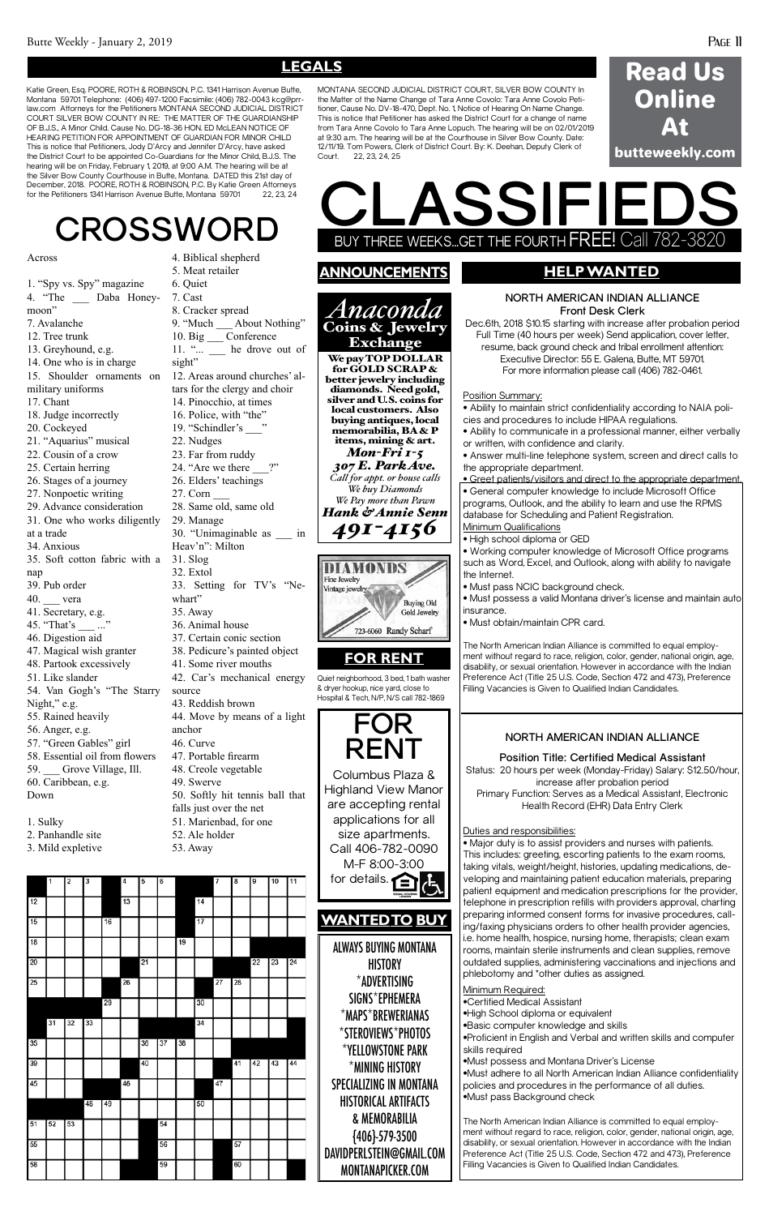## LEGALS

Katie Green, Esq. POORE, ROTH & ROBINSON, P.C. 1341 Harrison Avenue Butte, Montana 59701 Telephone: (406) 497-1200 Facsimile: (406) 782-0043 kcg@prr-law.com Attorneys for the Petitioners MONTANA SECOND JUDICIAL DISTRICT COURT SILVER BOW COUNTY IN RE: THE MATTER OF THE GUARDIANSHIP OF B.J.S., A Minor Child. Cause No. DG-18-36 HON. ED McLEAN NOTICE OF HEARING PETITION FOR APPOINTMENT OF GUARDIAN FOR MINOR CHILD This is notice that Petitioners, Jody D'Arcy and Jennifer D'Arcy, have asked the District Court to be appointed Co-Guardians for the Minor Child, B.J.S. The hearing will be on Friday, February 1, 2019, at 9:00 A.M. The hearing will be at the Silver Bow County Courthouse in Butte, Montana. DATED this 21st day of December, 2018. POORE, ROTH & ROBINSON, P.C. By Katie Green Attorneys for the Petitioners 1341 Harrison Avenue Butte, Montana 59701 22, 23, 24

MONTANA SECOND JUDICIAL DISTRICT COURT, SILVER BOW COUNTY In the Matter of the Name Change of Tara Anne Covolo: Tara Anne Covolo Petitioner, Cause No. DV-18-470, Dept. No. 1, Notice of Hearing On Name Change. This is notice that Petitioner has asked the District Court for a change of name from Tara Anne Covolo to Tara Anne Lopuch. The hearing will be on 02/01/2019 at 9:30 a.m. The hearing will be at the Courthouse in Silver Bow County. Date: 12/11/18. Tom Powers, Clerk of District Court. By: K. Deehan, Deputy Clerk of Court. 22, 23, 24, 25

**Read Us Online At**
**butteweekly.com**

# CROSSWORD

Across

1. "Spy vs. Spy" magazine
4. "The ___ Daba Honeymoon"
7. Avalanche
12. Tree trunk
13. Greyhound, e.g.
14. One who is in charge
15. Shoulder ornaments on military uniforms
17. Chant
18. Judge incorrectly
20. Cockeyed
21. "Aquarius" musical
22. Cousin of a crow
25. Certain herring
26. Stages of a journey
27. Nonpoetic writing
29. Advance consideration
31. One who works diligently at a trade
34. Anxious
35. Soft cotton fabric with a nap
39. Pub order
40. ___ vera
41. Secretary, e.g.
45. "That's ___ ..."
46. Digestion aid
47. Magical wish granter
48. Partook excessively
51. Like slander
54. Van Gogh's "The Starry Night," e.g.
55. Rained heavily
56. Anger, e.g.
57. "Green Gables" girl
58. Essential oil from flowers
59. ___ Grove Village, Ill.
60. Caribbean, e.g.

Down

1. Sulky
2. Panhandle site
3. Mild expletive
4. Biblical shepherd
5. Meat retailer
6. Quiet
7. Cast
8. Cracker spread
9. "Much ___ About Nothing"
10. Big ___ Conference
11. "... ___ he drove out of sight"
12. Areas around churches' altars for the clergy and choir
14. Pinocchio, at times
16. Police, with "the"
19. "Schindler's ___"
22. Nudges
23. Far from ruddy
24. "Are we there ___?"
26. Elders' teachings
27. Corn ___
28. Same old, same old
29. Manage
30. "Unimaginable as ___ in Heav'n": Milton
31. Slog
32. Extol
33. Setting for TV's "Newhart"
35. Away
36. Animal house
37. Certain conic section
38. Pedicure's painted object
41. Some river mouths
42. Car's mechanical energy source
43. Reddish brown
44. Move by means of a light anchor
46. Curve
47. Portable firearm
48. Creole vegetable
49. Swerve
50. Softly hit tennis ball that falls just over the net
51. Marienbad, for one
52. Ale holder
53. Away

# CLASSIFIEDS

BUY THREE WEEKS...GET THE FOURTH FREE! Call 782-3820

## ANNOUNCEMENTS

***Anaconda* Coins & Jewelry Exchange**

**We pay TOP DOLLAR for GOLD SCRAP & better jewelry including diamonds. Need gold, silver and U.S. coins for local customers. Also buying antiques, local memorabilia, BA & P items, mining & art.**

***Mon-Fri 1-5***
***307 E. Park Ave.***
*Call for appt. or house calls*
*We buy Diamonds*
*We Pay more than Pawn*
***Hank & Annie Senn***
***491-4156***

**DIAMONDS**
Fine Jewelry
Vintage jewelry
Buying Old Gold Jewelry
723-6060 Randy Scharf

## FOR RENT

Quiet neighborhood, 3 bed, 1 bath washer & dryer hookup, nice yard, close to Hospital & Tech, N/P, N/S call 782-1869

**FOR RENT**

Columbus Plaza & Highland View Manor are accepting rental applications for all size apartments. Call 406-782-0090 M-F 8:00-3:00 for details.

## WANTED TO BUY

ALWAYS BUYING MONTANA HISTORY
*ADVERTISING SIGNS*EPHEMERA
*MAPS*BREWERIANAS
*STEREOVIEWS*PHOTOS
*YELLOWSTONE PARK
*MINING HISTORY
SPECIALIZING IN MONTANA HISTORICAL ARTIFACTS & MEMORABILIA
(406)-579-3500
DAVIDPERLSTEIN@GMAIL.COM
MONTANAPICKER.COM

## HELP WANTED

**NORTH AMERICAN INDIAN ALLIANCE**
**Front Desk Clerk**

Dec.6th, 2018 $10.15 starting with increase after probation period Full Time (40 hours per week) Send application, cover letter, resume, back ground check and tribal enrollment attention: Executive Director: 55 E. Galena, Butte, MT 59701. For more information please call (406) 782-0461.

Position Summary:

- Ability to maintain strict confidentiality according to NAIA policies and procedures to include HIPAA regulations.
- Ability to communicate in a professional manner, either verbally or written, with confidence and clarity.
- Answer multi-line telephone system, screen and direct calls to the appropriate department.
- Greet patients/visitors and direct to the appropriate department.
- General computer knowledge to include Microsoft Office programs, Outlook, and the ability to learn and use the RPMS database for Scheduling and Patient Registration.

Minimum Qualifications

- High school diploma or GED
- Working computer knowledge of Microsoft Office programs such as Word, Excel, and Outlook, along with ability to navigate the Internet.
- Must pass NCIC background check.
- Must possess a valid Montana driver's license and maintain auto insurance.
- Must obtain/maintain CPR card.

The North American Indian Alliance is committed to equal employment without regard to race, religion, color, gender, national origin, age, disability, or sexual orientation. However in accordance with the Indian Preference Act (Title 25 U.S. Code, Section 472 and 473), Preference Filling Vacancies is Given to Qualified Indian Candidates.

**NORTH AMERICAN INDIAN ALLIANCE**

**Position Title: Certified Medical Assistant**

Status: 20 hours per week (Monday-Friday) Salary: $12.50/hour, increase after probation period
Primary Function: Serves as a Medical Assistant, Electronic Health Record (EHR) Data Entry Clerk

Duties and responsibilities:

- Major duty is to assist providers and nurses with patients. This includes: greeting, escorting patients to the exam rooms, taking vitals, weight/height, histories, updating medications, developing and maintaining patient education materials, preparing patient equipment and medication prescriptions for the provider, telephone in prescription refills with providers approval, charting preparing informed consent forms for invasive procedures, calling/faxing physicians orders to other health provider agencies, i.e. home health, hospice, nursing home, therapists; clean exam rooms, maintain sterile instruments and clean supplies, remove outdated supplies, administering vaccinations and injections and phlebotomy and *other duties as assigned.

Minimum Required:

- Certified Medical Assistant
- High School diploma or equivalent
- Basic computer knowledge and skills
- Proficient in English and Verbal and written skills and computer skills required
- Must possess and Montana Driver's License
- Must adhere to all North American Indian Alliance confidentiality policies and procedures in the performance of all duties.
- Must pass Background check

The North American Indian Alliance is committed to equal employment without regard to race, religion, color, gender, national origin, age, disability, or sexual orientation. However in accordance with the Indian Preference Act (Title 25 U.S. Code, Section 472 and 473), Preference Filling Vacancies is Given to Qualified Indian Candidates.